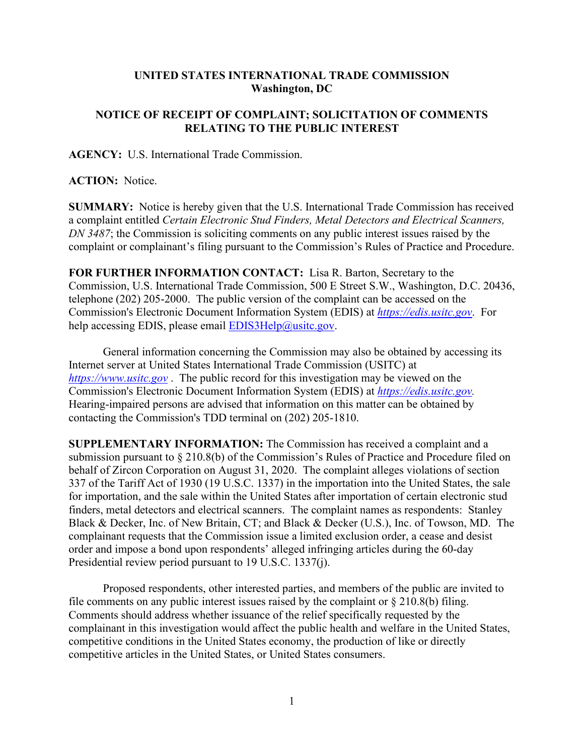**UNITED STATES INTERNATIONAL TRADE COMMISSION**
**Washington, DC**

**NOTICE OF RECEIPT OF COMPLAINT; SOLICITATION OF COMMENTS RELATING TO THE PUBLIC INTEREST**

**AGENCY:** U.S. International Trade Commission.

**ACTION:** Notice.

**SUMMARY:** Notice is hereby given that the U.S. International Trade Commission has received a complaint entitled *Certain Electronic Stud Finders, Metal Detectors and Electrical Scanners, DN 3487*; the Commission is soliciting comments on any public interest issues raised by the complaint or complainant's filing pursuant to the Commission's Rules of Practice and Procedure.

**FOR FURTHER INFORMATION CONTACT:** Lisa R. Barton, Secretary to the Commission, U.S. International Trade Commission, 500 E Street S.W., Washington, D.C. 20436, telephone (202) 205-2000. The public version of the complaint can be accessed on the Commission's Electronic Document Information System (EDIS) at *https://edis.usitc.gov*. For help accessing EDIS, please email EDIS3Help@usitc.gov.

General information concerning the Commission may also be obtained by accessing its Internet server at United States International Trade Commission (USITC) at *https://www.usitc.gov* . The public record for this investigation may be viewed on the Commission's Electronic Document Information System (EDIS) at *https://edis.usitc.gov.* Hearing-impaired persons are advised that information on this matter can be obtained by contacting the Commission's TDD terminal on (202) 205-1810.

**SUPPLEMENTARY INFORMATION:** The Commission has received a complaint and a submission pursuant to § 210.8(b) of the Commission's Rules of Practice and Procedure filed on behalf of Zircon Corporation on August 31, 2020. The complaint alleges violations of section 337 of the Tariff Act of 1930 (19 U.S.C. 1337) in the importation into the United States, the sale for importation, and the sale within the United States after importation of certain electronic stud finders, metal detectors and electrical scanners. The complaint names as respondents: Stanley Black & Decker, Inc. of New Britain, CT; and Black & Decker (U.S.), Inc. of Towson, MD. The complainant requests that the Commission issue a limited exclusion order, a cease and desist order and impose a bond upon respondents' alleged infringing articles during the 60-day Presidential review period pursuant to 19 U.S.C. 1337(j).

Proposed respondents, other interested parties, and members of the public are invited to file comments on any public interest issues raised by the complaint or § 210.8(b) filing. Comments should address whether issuance of the relief specifically requested by the complainant in this investigation would affect the public health and welfare in the United States, competitive conditions in the United States economy, the production of like or directly competitive articles in the United States, or United States consumers.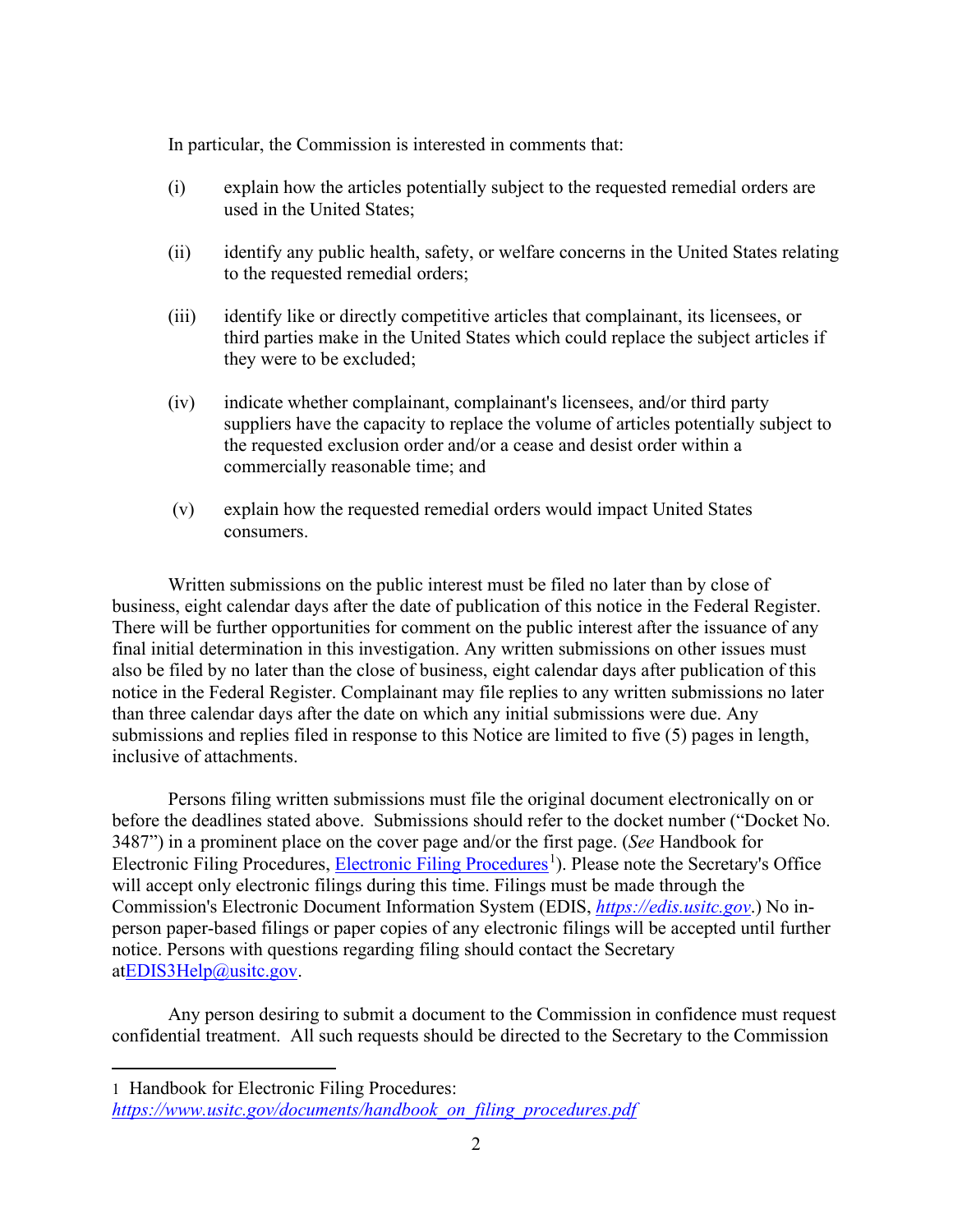In particular, the Commission is interested in comments that:

(i) explain how the articles potentially subject to the requested remedial orders are used in the United States;

(ii) identify any public health, safety, or welfare concerns in the United States relating to the requested remedial orders;

(iii) identify like or directly competitive articles that complainant, its licensees, or third parties make in the United States which could replace the subject articles if they were to be excluded;

(iv) indicate whether complainant, complainant's licensees, and/or third party suppliers have the capacity to replace the volume of articles potentially subject to the requested exclusion order and/or a cease and desist order within a commercially reasonable time; and

(v) explain how the requested remedial orders would impact United States consumers.

Written submissions on the public interest must be filed no later than by close of business, eight calendar days after the date of publication of this notice in the Federal Register. There will be further opportunities for comment on the public interest after the issuance of any final initial determination in this investigation. Any written submissions on other issues must also be filed by no later than the close of business, eight calendar days after publication of this notice in the Federal Register. Complainant may file replies to any written submissions no later than three calendar days after the date on which any initial submissions were due. Any submissions and replies filed in response to this Notice are limited to five (5) pages in length, inclusive of attachments.

Persons filing written submissions must file the original document electronically on or before the deadlines stated above. Submissions should refer to the docket number ("Docket No. 3487") in a prominent place on the cover page and/or the first page. (*See* Handbook for Electronic Filing Procedures, Electronic Filing Procedures[1]). Please note the Secretary's Office will accept only electronic filings during this time. Filings must be made through the Commission's Electronic Document Information System (EDIS, *https://edis.usitc.gov*.) No in-person paper-based filings or paper copies of any electronic filings will be accepted until further notice. Persons with questions regarding filing should contact the Secretary atEDIS3Help@usitc.gov.

Any person desiring to submit a document to the Commission in confidence must request confidential treatment. All such requests should be directed to the Secretary to the Commission

---

[1] Handbook for Electronic Filing Procedures: *https://www.usitc.gov/documents/handbook_on_filing_procedures.pdf*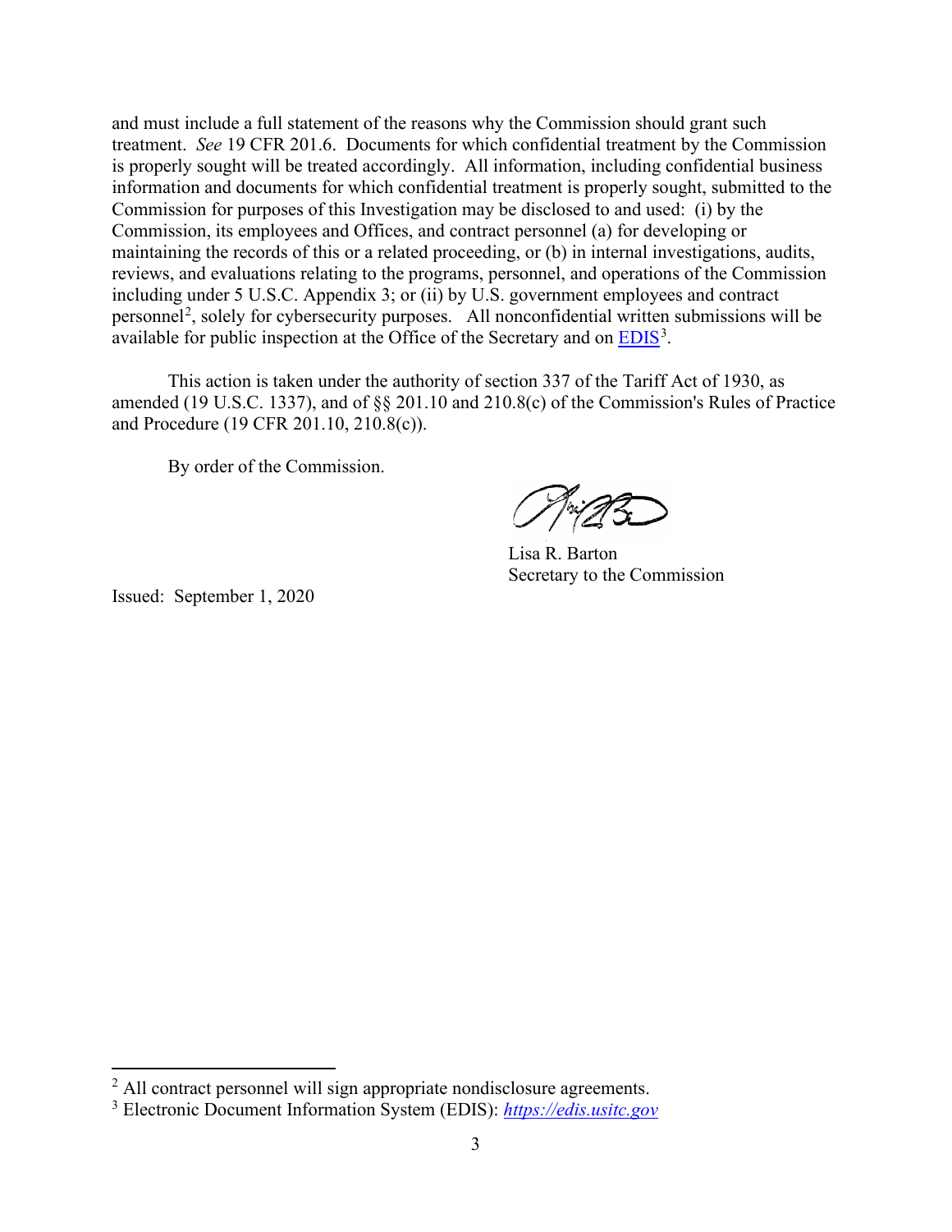and must include a full statement of the reasons why the Commission should grant such treatment. *See* 19 CFR 201.6. Documents for which confidential treatment by the Commission is properly sought will be treated accordingly. All information, including confidential business information and documents for which confidential treatment is properly sought, submitted to the Commission for purposes of this Investigation may be disclosed to and used: (i) by the Commission, its employees and Offices, and contract personnel (a) for developing or maintaining the records of this or a related proceeding, or (b) in internal investigations, audits, reviews, and evaluations relating to the programs, personnel, and operations of the Commission including under 5 U.S.C. Appendix 3; or (ii) by U.S. government employees and contract personnel[2], solely for cybersecurity purposes. All nonconfidential written submissions will be available for public inspection at the Office of the Secretary and on EDIS[3].

This action is taken under the authority of section 337 of the Tariff Act of 1930, as amended (19 U.S.C. 1337), and of §§ 201.10 and 210.8(c) of the Commission's Rules of Practice and Procedure (19 CFR 201.10, 210.8(c)).

By order of the Commission.

Lisa R. Barton
Secretary to the Commission

Issued: September 1, 2020

[2] All contract personnel will sign appropriate nondisclosure agreements.
[3] Electronic Document Information System (EDIS): *https://edis.usitc.gov*